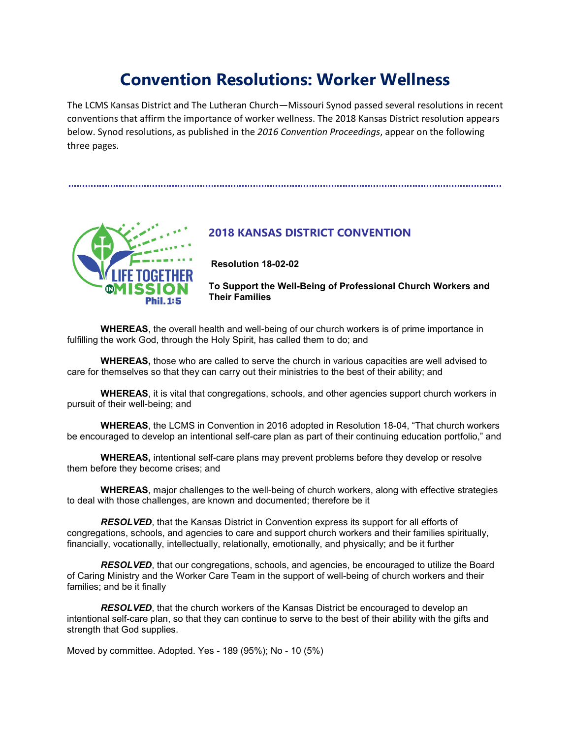# Convention Resolutions: Worker Wellness

The LCMS Kansas District and The Lutheran Church—Missouri Synod passed several resolutions in recent conventions that affirm the importance of worker wellness. The 2018 Kansas District resolution appears below. Synod resolutions, as published in the *2016 Convention Proceedings*, appear on the following three pages.

---

LIFE TOGETHER IN MISSION
Phil. 1:5

## 2018 KANSAS DISTRICT CONVENTION

**Resolution 18-02-02**

**To Support the Well-Being of Professional Church Workers and Their Families**

**WHEREAS**, the overall health and well-being of our church workers is of prime importance in fulfilling the work God, through the Holy Spirit, has called them to do; and

**WHEREAS,** those who are called to serve the church in various capacities are well advised to care for themselves so that they can carry out their ministries to the best of their ability; and

**WHEREAS**, it is vital that congregations, schools, and other agencies support church workers in pursuit of their well-being; and

**WHEREAS**, the LCMS in Convention in 2016 adopted in Resolution 18-04, "That church workers be encouraged to develop an intentional self-care plan as part of their continuing education portfolio," and

**WHEREAS,** intentional self-care plans may prevent problems before they develop or resolve them before they become crises; and

**WHEREAS**, major challenges to the well-being of church workers, along with effective strategies to deal with those challenges, are known and documented; therefore be it

***RESOLVED***, that the Kansas District in Convention express its support for all efforts of congregations, schools, and agencies to care and support church workers and their families spiritually, financially, vocationally, intellectually, relationally, emotionally, and physically; and be it further

***RESOLVED***, that our congregations, schools, and agencies, be encouraged to utilize the Board of Caring Ministry and the Worker Care Team in the support of well-being of church workers and their families; and be it finally

***RESOLVED***, that the church workers of the Kansas District be encouraged to develop an intentional self-care plan, so that they can continue to serve to the best of their ability with the gifts and strength that God supplies.

Moved by committee. Adopted. Yes - 189 (95%); No - 10 (5%)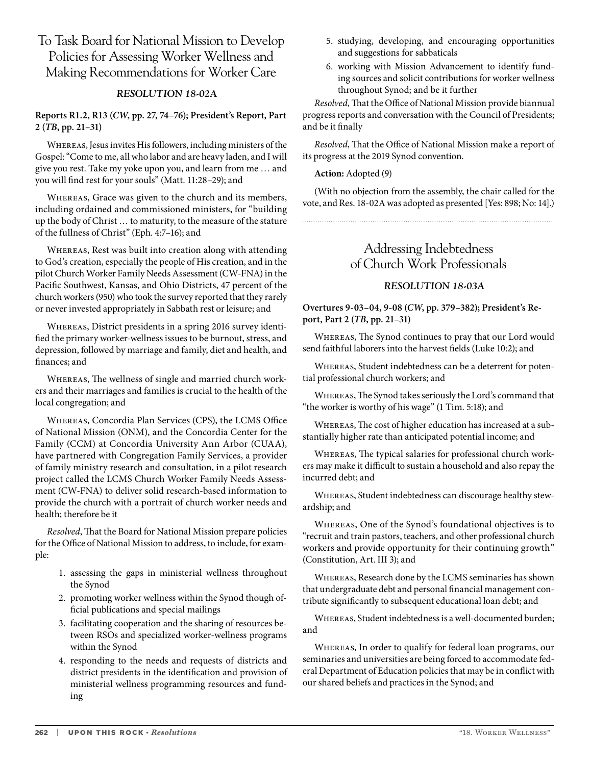## To Task Board for National Mission to Develop Policies for Assessing Worker Wellness and Making Recommendations for Worker Care

### *RESOLUTION 18-02A*

**Reports R1.2, R13 (*CW*, pp. 27, 74–76); President's Report, Part 2 (*TB*, pp. 21–31)**

Whereas, Jesus invites His followers, including ministers of the Gospel: "Come to me, all who labor and are heavy laden, and I will give you rest. Take my yoke upon you, and learn from me … and you will find rest for your souls" (Matt. 11:28–29); and

Whereas, Grace was given to the church and its members, including ordained and commissioned ministers, for "building up the body of Christ … to maturity, to the measure of the stature of the fullness of Christ" (Eph. 4:7–16); and

Whereas, Rest was built into creation along with attending to God's creation, especially the people of His creation, and in the pilot Church Worker Family Needs Assessment (CW-FNA) in the Pacific Southwest, Kansas, and Ohio Districts, 47 percent of the church workers (950) who took the survey reported that they rarely or never invested appropriately in Sabbath rest or leisure; and

Whereas, District presidents in a spring 2016 survey identified the primary worker-wellness issues to be burnout, stress, and depression, followed by marriage and family, diet and health, and finances; and

Whereas, The wellness of single and married church workers and their marriages and families is crucial to the health of the local congregation; and

Whereas, Concordia Plan Services (CPS), the LCMS Office of National Mission (ONM), and the Concordia Center for the Family (CCM) at Concordia University Ann Arbor (CUAA), have partnered with Congregation Family Services, a provider of family ministry research and consultation, in a pilot research project called the LCMS Church Worker Family Needs Assessment (CW-FNA) to deliver solid research-based information to provide the church with a portrait of church worker needs and health; therefore be it

*Resolved*, That the Board for National Mission prepare policies for the Office of National Mission to address, to include, for example:

1. assessing the gaps in ministerial wellness throughout the Synod
2. promoting worker wellness within the Synod though official publications and special mailings
3. facilitating cooperation and the sharing of resources between RSOs and specialized worker-wellness programs within the Synod
4. responding to the needs and requests of districts and district presidents in the identification and provision of ministerial wellness programming resources and funding
5. studying, developing, and encouraging opportunities and suggestions for sabbaticals
6. working with Mission Advancement to identify funding sources and solicit contributions for worker wellness throughout Synod; and be it further

*Resolved*, That the Office of National Mission provide biannual progress reports and conversation with the Council of Presidents; and be it finally

*Resolved*, That the Office of National Mission make a report of its progress at the 2019 Synod convention.

**Action:** Adopted (9)

(With no objection from the assembly, the chair called for the vote, and Res. 18-02A was adopted as presented [Yes: 898; No: 14].)

## Addressing Indebtedness of Church Work Professionals

### *RESOLUTION 18-03A*

**Overtures 9-03–04, 9-08 (*CW*, pp. 379–382); President's Report, Part 2 (*TB*, pp. 21–31)**

Whereas, The Synod continues to pray that our Lord would send faithful laborers into the harvest fields (Luke 10:2); and

Whereas, Student indebtedness can be a deterrent for potential professional church workers; and

Whereas, The Synod takes seriously the Lord's command that "the worker is worthy of his wage" (1 Tim. 5:18); and

Whereas, The cost of higher education has increased at a substantially higher rate than anticipated potential income; and

Whereas, The typical salaries for professional church workers may make it difficult to sustain a household and also repay the incurred debt; and

Whereas, Student indebtedness can discourage healthy stewardship; and

Whereas, One of the Synod's foundational objectives is to "recruit and train pastors, teachers, and other professional church workers and provide opportunity for their continuing growth" (Constitution, Art. III 3); and

Whereas, Research done by the LCMS seminaries has shown that undergraduate debt and personal financial management contribute significantly to subsequent educational loan debt; and

Whereas, Student indebtedness is a well-documented burden; and

Whereas, In order to qualify for federal loan programs, our seminaries and universities are being forced to accommodate federal Department of Education policies that may be in conflict with our shared beliefs and practices in the Synod; and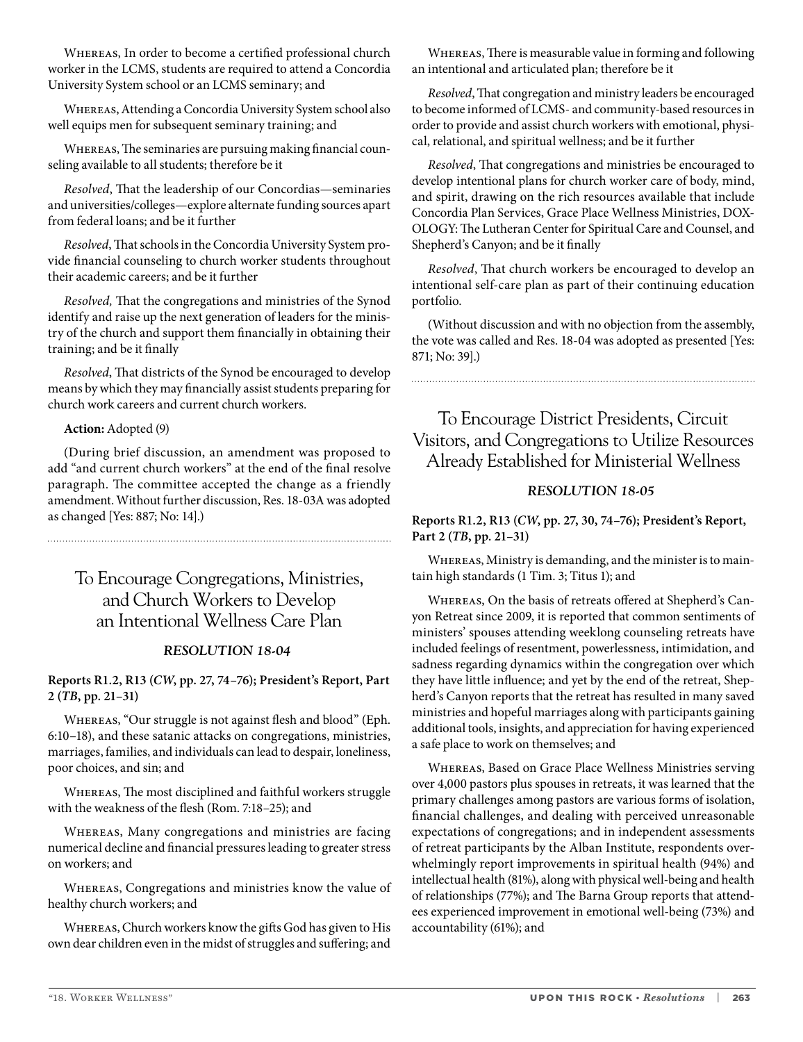Whereas, In order to become a certified professional church worker in the LCMS, students are required to attend a Concordia University System school or an LCMS seminary; and

Whereas, Attending a Concordia University System school also well equips men for subsequent seminary training; and

Whereas, The seminaries are pursuing making financial counseling available to all students; therefore be it

*Resolved*, That the leadership of our Concordias—seminaries and universities/colleges—explore alternate funding sources apart from federal loans; and be it further

*Resolved*, That schools in the Concordia University System provide financial counseling to church worker students throughout their academic careers; and be it further

*Resolved,* That the congregations and ministries of the Synod identify and raise up the next generation of leaders for the ministry of the church and support them financially in obtaining their training; and be it finally

*Resolved*, That districts of the Synod be encouraged to develop means by which they may financially assist students preparing for church work careers and current church workers.

**Action:** Adopted (9)

(During brief discussion, an amendment was proposed to add "and current church workers" at the end of the final resolve paragraph. The committee accepted the change as a friendly amendment. Without further discussion, Res. 18-03A was adopted as changed [Yes: 887; No: 14].)

## To Encourage Congregations, Ministries, and Church Workers to Develop an Intentional Wellness Care Plan

### *RESOLUTION 18-04*

**Reports R1.2, R13 (*CW*, pp. 27, 74–76); President's Report, Part 2 (*TB*, pp. 21–31)**

Whereas, "Our struggle is not against flesh and blood" (Eph. 6:10–18), and these satanic attacks on congregations, ministries, marriages, families, and individuals can lead to despair, loneliness, poor choices, and sin; and

Whereas, The most disciplined and faithful workers struggle with the weakness of the flesh (Rom. 7:18–25); and

Whereas, Many congregations and ministries are facing numerical decline and financial pressures leading to greater stress on workers; and

Whereas, Congregations and ministries know the value of healthy church workers; and

Whereas, Church workers know the gifts God has given to His own dear children even in the midst of struggles and suffering; and

Whereas, There is measurable value in forming and following an intentional and articulated plan; therefore be it

*Resolved*, That congregation and ministry leaders be encouraged to become informed of LCMS- and community-based resources in order to provide and assist church workers with emotional, physical, relational, and spiritual wellness; and be it further

*Resolved*, That congregations and ministries be encouraged to develop intentional plans for church worker care of body, mind, and spirit, drawing on the rich resources available that include Concordia Plan Services, Grace Place Wellness Ministries, DOXOLOGY: The Lutheran Center for Spiritual Care and Counsel, and Shepherd's Canyon; and be it finally

*Resolved*, That church workers be encouraged to develop an intentional self-care plan as part of their continuing education portfolio.

(Without discussion and with no objection from the assembly, the vote was called and Res. 18-04 was adopted as presented [Yes: 871; No: 39].)

## To Encourage District Presidents, Circuit Visitors, and Congregations to Utilize Resources Already Established for Ministerial Wellness

### *RESOLUTION 18-05*

**Reports R1.2, R13 (*CW*, pp. 27, 30, 74–76); President's Report, Part 2 (*TB*, pp. 21–31)**

Whereas, Ministry is demanding, and the minister is to maintain high standards (1 Tim. 3; Titus 1); and

Whereas, On the basis of retreats offered at Shepherd's Canyon Retreat since 2009, it is reported that common sentiments of ministers' spouses attending weeklong counseling retreats have included feelings of resentment, powerlessness, intimidation, and sadness regarding dynamics within the congregation over which they have little influence; and yet by the end of the retreat, Shepherd's Canyon reports that the retreat has resulted in many saved ministries and hopeful marriages along with participants gaining additional tools, insights, and appreciation for having experienced a safe place to work on themselves; and

Whereas, Based on Grace Place Wellness Ministries serving over 4,000 pastors plus spouses in retreats, it was learned that the primary challenges among pastors are various forms of isolation, financial challenges, and dealing with perceived unreasonable expectations of congregations; and in independent assessments of retreat participants by the Alban Institute, respondents overwhelmingly report improvements in spiritual health (94%) and intellectual health (81%), along with physical well-being and health of relationships (77%); and The Barna Group reports that attendees experienced improvement in emotional well-being (73%) and accountability (61%); and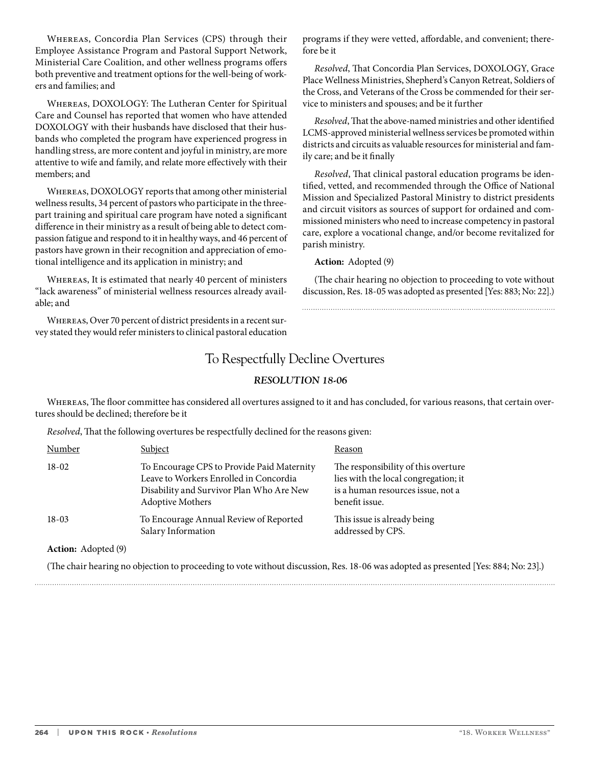WHEREAS, Concordia Plan Services (CPS) through their Employee Assistance Program and Pastoral Support Network, Ministerial Care Coalition, and other wellness programs offers both preventive and treatment options for the well-being of workers and families; and

WHEREAS, DOXOLOGY: The Lutheran Center for Spiritual Care and Counsel has reported that women who have attended DOXOLOGY with their husbands have disclosed that their husbands who completed the program have experienced progress in handling stress, are more content and joyful in ministry, are more attentive to wife and family, and relate more effectively with their members; and

WHEREAS, DOXOLOGY reports that among other ministerial wellness results, 34 percent of pastors who participate in the three-part training and spiritual care program have noted a significant difference in their ministry as a result of being able to detect compassion fatigue and respond to it in healthy ways, and 46 percent of pastors have grown in their recognition and appreciation of emotional intelligence and its application in ministry; and

WHEREAS, It is estimated that nearly 40 percent of ministers "lack awareness" of ministerial wellness resources already available; and

WHEREAS, Over 70 percent of district presidents in a recent survey stated they would refer ministers to clinical pastoral education programs if they were vetted, affordable, and convenient; therefore be it

*Resolved*, That Concordia Plan Services, DOXOLOGY, Grace Place Wellness Ministries, Shepherd's Canyon Retreat, Soldiers of the Cross, and Veterans of the Cross be commended for their service to ministers and spouses; and be it further

*Resolved*, That the above-named ministries and other identified LCMS-approved ministerial wellness services be promoted within districts and circuits as valuable resources for ministerial and family care; and be it finally

*Resolved*, That clinical pastoral education programs be identified, vetted, and recommended through the Office of National Mission and Specialized Pastoral Ministry to district presidents and circuit visitors as sources of support for ordained and commissioned ministers who need to increase competency in pastoral care, explore a vocational change, and/or become revitalized for parish ministry.

**Action:** Adopted (9)

(The chair hearing no objection to proceeding to vote without discussion, Res. 18-05 was adopted as presented [Yes: 883; No: 22].)

## To Respectfully Decline Overtures

### *RESOLUTION 18-06*

WHEREAS, The floor committee has considered all overtures assigned to it and has concluded, for various reasons, that certain overtures should be declined; therefore be it

*Resolved*, That the following overtures be respectfully declined for the reasons given:

| Number | Subject | Reason |
|---|---|---|
| 18-02 | To Encourage CPS to Provide Paid Maternity Leave to Workers Enrolled in Concordia Disability and Survivor Plan Who Are New Adoptive Mothers | The responsibility of this overture lies with the local congregation; it is a human resources issue, not a benefit issue. |
| 18-03 | To Encourage Annual Review of Reported Salary Information | This issue is already being addressed by CPS. |

**Action:** Adopted (9)

(The chair hearing no objection to proceeding to vote without discussion, Res. 18-06 was adopted as presented [Yes: 884; No: 23].)